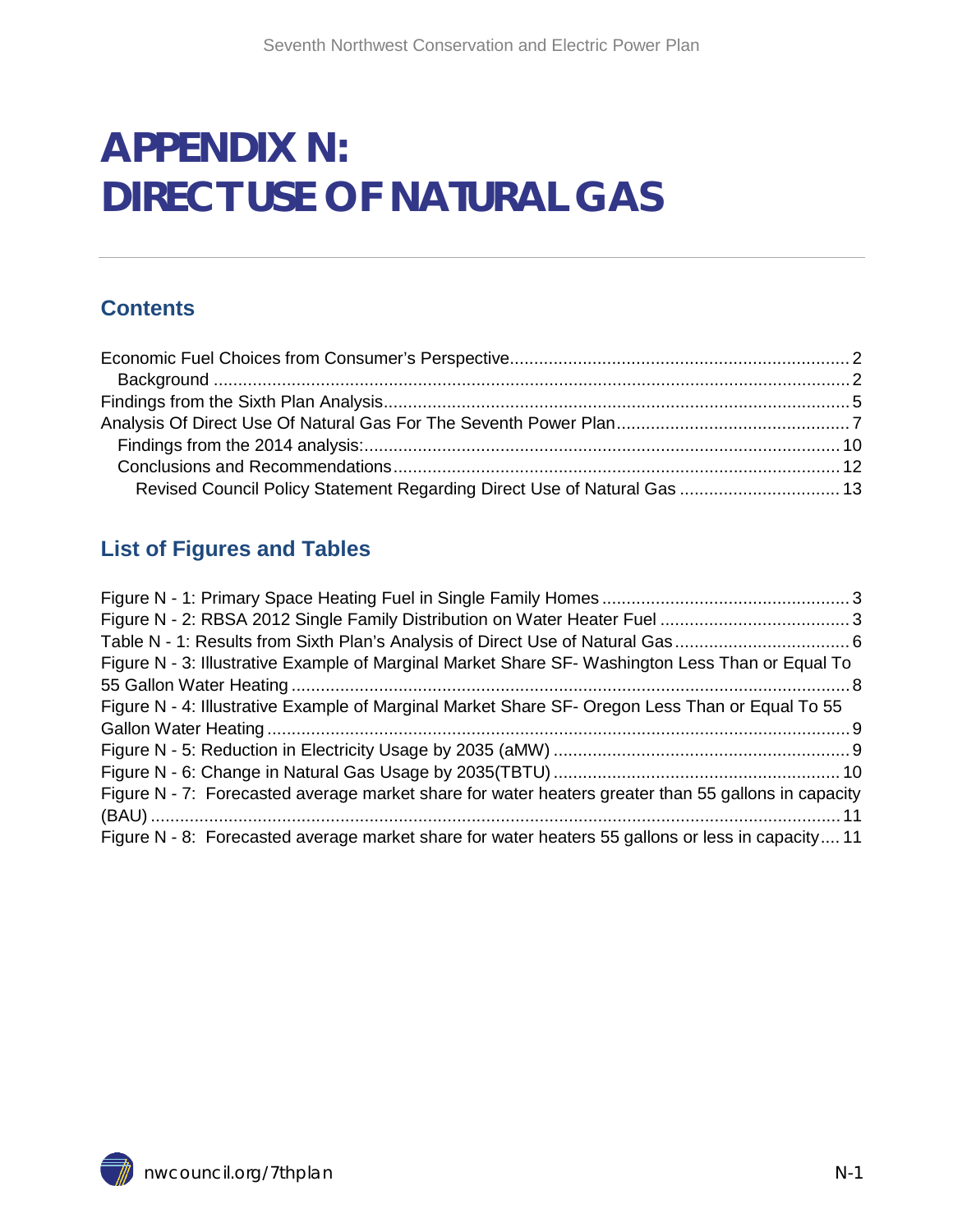# APPENDIX N: DIRECT USE OF NATURAL GAS

## Contents

Economic Fuel Choices from Consumer's Perspective..................................................................... 2
Background .................................................................................................................................. 2
Findings from the Sixth Plan Analysis.............................................................................................. 5
Analysis Of Direct Use Of Natural Gas For The Seventh Power Plan............................................... 7
Findings from the 2014 analysis:................................................................................................. 10
Conclusions and Recommendations........................................................................................... 12
Revised Council Policy Statement Regarding Direct Use of Natural Gas ................................ 13

## List of Figures and Tables

Figure N - 1: Primary Space Heating Fuel in Single Family Homes .................................................. 3
Figure N - 2: RBSA 2012 Single Family Distribution on Water Heater Fuel ...................................... 3
Table N - 1: Results from Sixth Plan's Analysis of Direct Use of Natural Gas................................... 6
Figure N - 3: Illustrative Example of Marginal Market Share SF- Washington Less Than or Equal To 55 Gallon Water Heating ................................................................................................................... 8
Figure N - 4: Illustrative Example of Marginal Market Share SF- Oregon Less Than or Equal To 55 Gallon Water Heating ....................................................................................................................... 9
Figure N - 5: Reduction in Electricity Usage by 2035 (aMW) ............................................................ 9
Figure N - 6: Change in Natural Gas Usage by 2035(TBTU) .......................................................... 10
Figure N - 7: Forecasted average market share for water heaters greater than 55 gallons in capacity (BAU) ............................................................................................................................................. 11
Figure N - 8: Forecasted average market share for water heaters 55 gallons or less in capacity.... 11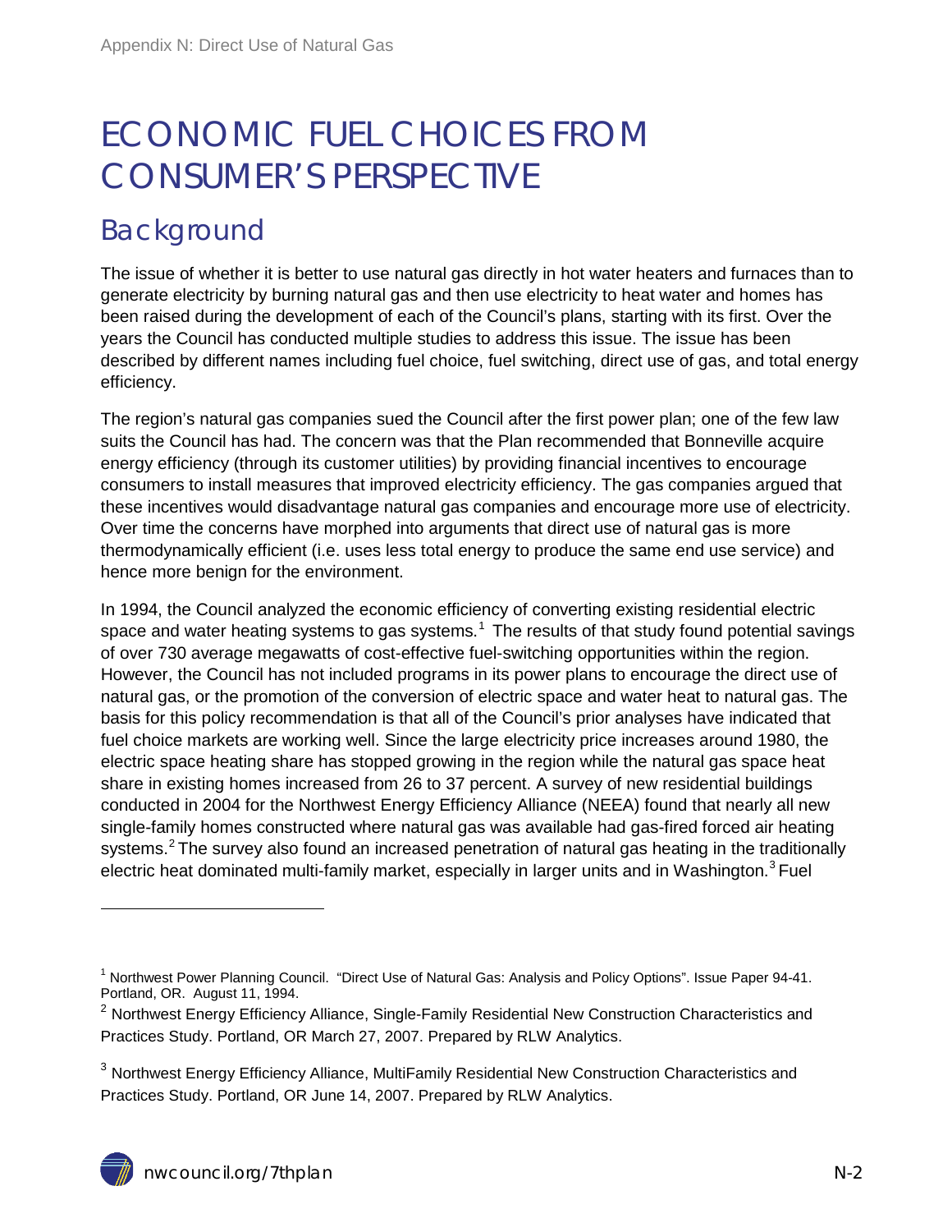# ECONOMIC FUEL CHOICES FROM CONSUMER'S PERSPECTIVE

## Background

The issue of whether it is better to use natural gas directly in hot water heaters and furnaces than to generate electricity by burning natural gas and then use electricity to heat water and homes has been raised during the development of each of the Council's plans, starting with its first. Over the years the Council has conducted multiple studies to address this issue. The issue has been described by different names including fuel choice, fuel switching, direct use of gas, and total energy efficiency.

The region's natural gas companies sued the Council after the first power plan; one of the few law suits the Council has had. The concern was that the Plan recommended that Bonneville acquire energy efficiency (through its customer utilities) by providing financial incentives to encourage consumers to install measures that improved electricity efficiency. The gas companies argued that these incentives would disadvantage natural gas companies and encourage more use of electricity. Over time the concerns have morphed into arguments that direct use of natural gas is more thermodynamically efficient (i.e. uses less total energy to produce the same end use service) and hence more benign for the environment.

In 1994, the Council analyzed the economic efficiency of converting existing residential electric space and water heating systems to gas systems.[1] The results of that study found potential savings of over 730 average megawatts of cost-effective fuel-switching opportunities within the region. However, the Council has not included programs in its power plans to encourage the direct use of natural gas, or the promotion of the conversion of electric space and water heat to natural gas. The basis for this policy recommendation is that all of the Council's prior analyses have indicated that fuel choice markets are working well. Since the large electricity price increases around 1980, the electric space heating share has stopped growing in the region while the natural gas space heat share in existing homes increased from 26 to 37 percent. A survey of new residential buildings conducted in 2004 for the Northwest Energy Efficiency Alliance (NEEA) found that nearly all new single-family homes constructed where natural gas was available had gas-fired forced air heating systems.[2] The survey also found an increased penetration of natural gas heating in the traditionally electric heat dominated multi-family market, especially in larger units and in Washington.[3] Fuel

---

[1] Northwest Power Planning Council. "Direct Use of Natural Gas: Analysis and Policy Options". Issue Paper 94-41. Portland, OR. August 11, 1994.

[2] Northwest Energy Efficiency Alliance, Single-Family Residential New Construction Characteristics and Practices Study. Portland, OR March 27, 2007. Prepared by RLW Analytics.

[3] Northwest Energy Efficiency Alliance, MultiFamily Residential New Construction Characteristics and Practices Study. Portland, OR June 14, 2007. Prepared by RLW Analytics.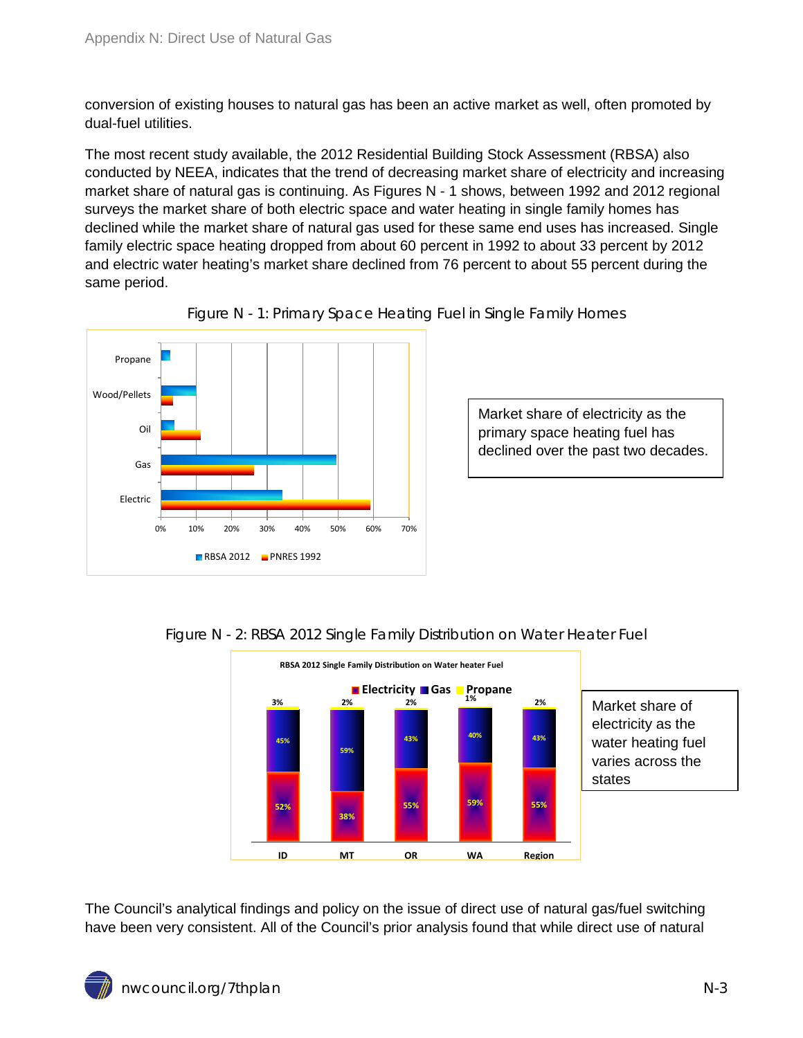conversion of existing houses to natural gas has been an active market as well, often promoted by dual-fuel utilities.

The most recent study available, the 2012 Residential Building Stock Assessment (RBSA) also conducted by NEEA, indicates that the trend of decreasing market share of electricity and increasing market share of natural gas is continuing. As Figures N - 1 shows, between 1992 and 2012 regional surveys the market share of both electric space and water heating in single family homes has declined while the market share of natural gas used for these same end uses has increased. Single family electric space heating dropped from about 60 percent in 1992 to about 33 percent by 2012 and electric water heating's market share declined from 76 percent to about 55 percent during the same period.

Figure N - 1: Primary Space Heating Fuel in Single Family Homes

Market share of electricity as the primary space heating fuel has declined over the past two decades.

Figure N - 2: RBSA 2012 Single Family Distribution on Water Heater Fuel

| | ID | MT | OR | WA | Region |
|---|---|---|---|---|---|
| Electricity | 52% | 38% | 55% | 59% | 55% |
| Gas | 45% | 59% | 43% | 40% | 43% |
| Propane | 3% | 2% | 2% | 1% | 2% |

Market share of electricity as the water heating fuel varies across the states

The Council's analytical findings and policy on the issue of direct use of natural gas/fuel switching have been very consistent. All of the Council's prior analysis found that while direct use of natural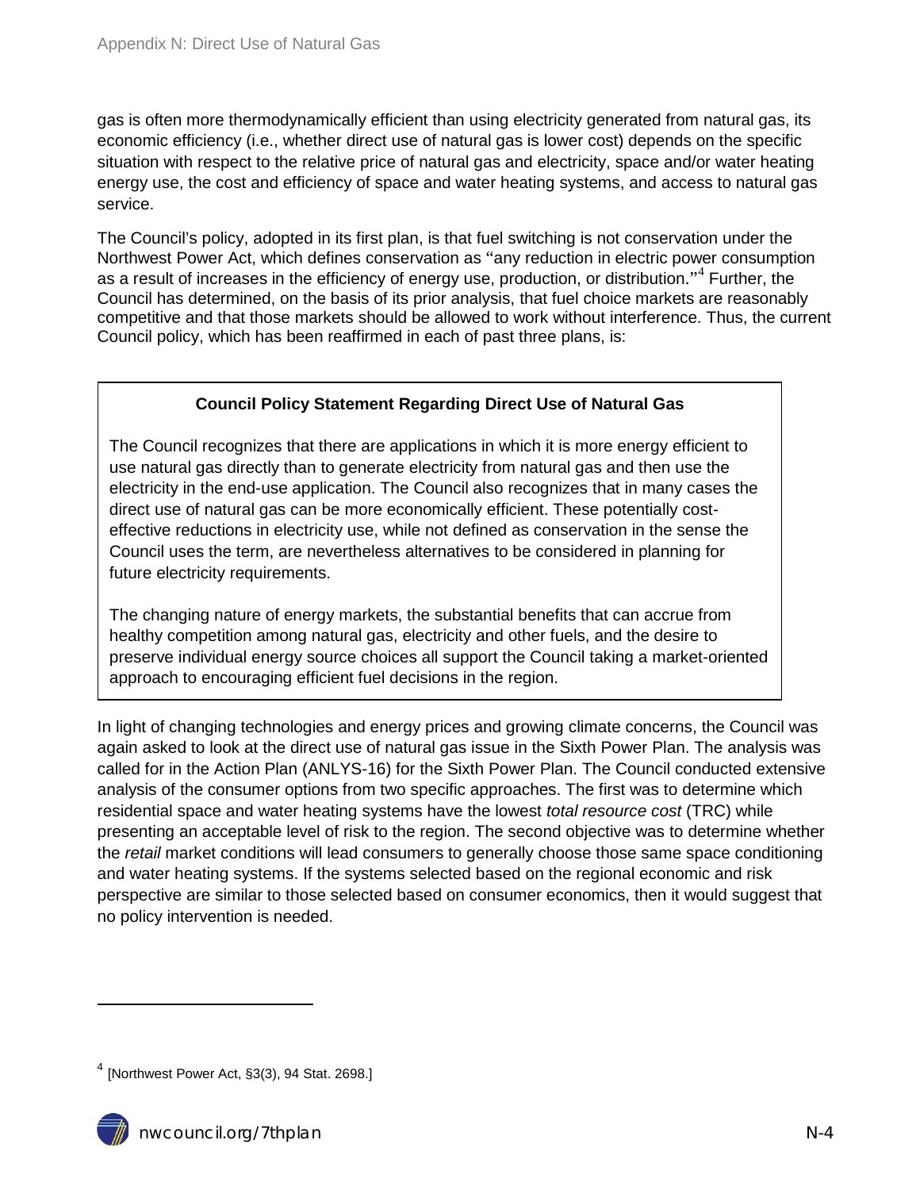gas is often more thermodynamically efficient than using electricity generated from natural gas, its economic efficiency (i.e., whether direct use of natural gas is lower cost) depends on the specific situation with respect to the relative price of natural gas and electricity, space and/or water heating energy use, the cost and efficiency of space and water heating systems, and access to natural gas service.

The Council's policy, adopted in its first plan, is that fuel switching is not conservation under the Northwest Power Act, which defines conservation as "any reduction in electric power consumption as a result of increases in the efficiency of energy use, production, or distribution."[4] Further, the Council has determined, on the basis of its prior analysis, that fuel choice markets are reasonably competitive and that those markets should be allowed to work without interference. Thus, the current Council policy, which has been reaffirmed in each of past three plans, is:

> **Council Policy Statement Regarding Direct Use of Natural Gas**
>
> The Council recognizes that there are applications in which it is more energy efficient to use natural gas directly than to generate electricity from natural gas and then use the electricity in the end-use application. The Council also recognizes that in many cases the direct use of natural gas can be more economically efficient. These potentially cost-effective reductions in electricity use, while not defined as conservation in the sense the Council uses the term, are nevertheless alternatives to be considered in planning for future electricity requirements.
>
> The changing nature of energy markets, the substantial benefits that can accrue from healthy competition among natural gas, electricity and other fuels, and the desire to preserve individual energy source choices all support the Council taking a market-oriented approach to encouraging efficient fuel decisions in the region.

In light of changing technologies and energy prices and growing climate concerns, the Council was again asked to look at the direct use of natural gas issue in the Sixth Power Plan. The analysis was called for in the Action Plan (ANLYS-16) for the Sixth Power Plan. The Council conducted extensive analysis of the consumer options from two specific approaches. The first was to determine which residential space and water heating systems have the lowest *total resource cost* (TRC) while presenting an acceptable level of risk to the region. The second objective was to determine whether the *retail* market conditions will lead consumers to generally choose those same space conditioning and water heating systems. If the systems selected based on the regional economic and risk perspective are similar to those selected based on consumer economics, then it would suggest that no policy intervention is needed.

---

[4] [Northwest Power Act, §3(3), 94 Stat. 2698.]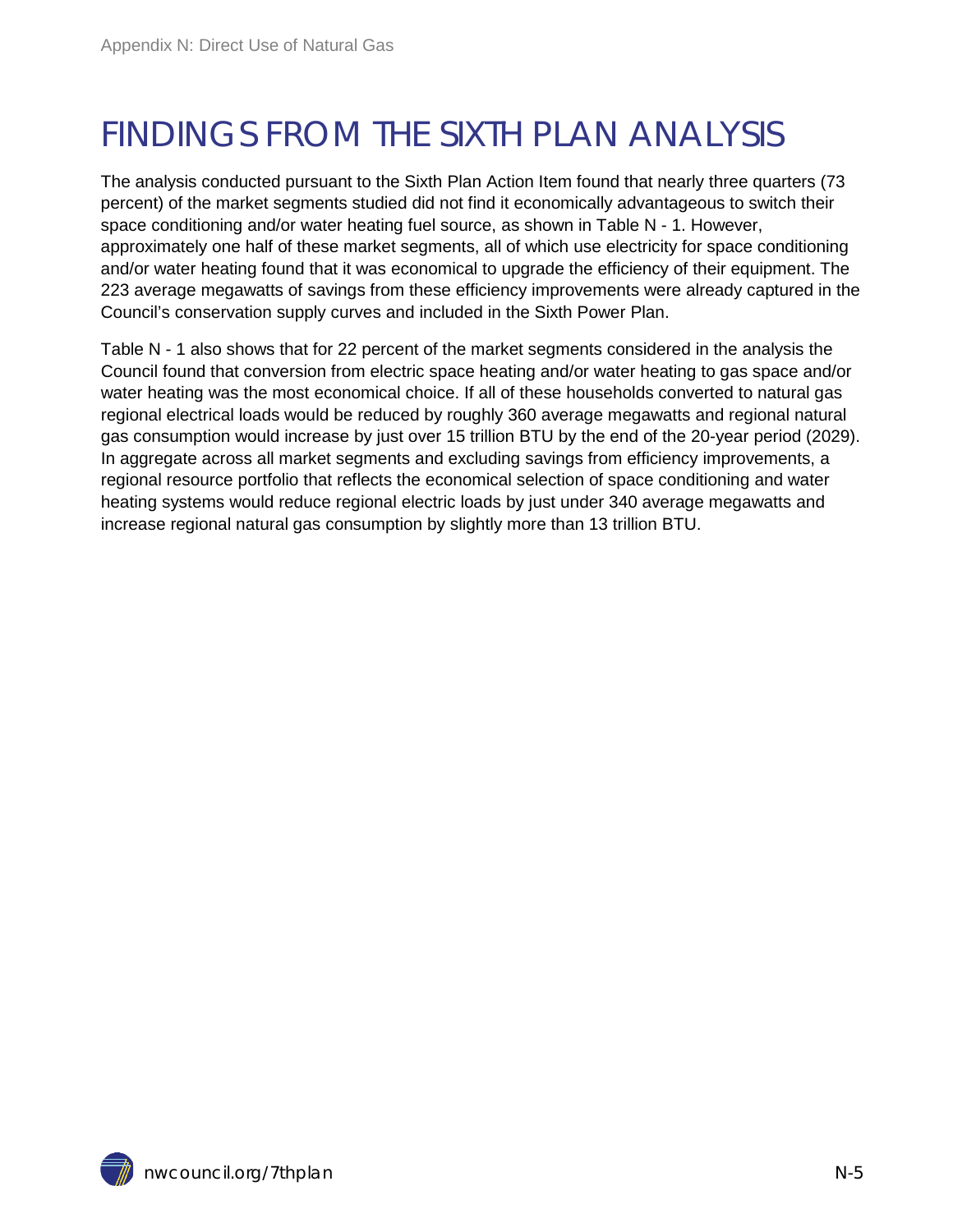# FINDINGS FROM THE SIXTH PLAN ANALYSIS

The analysis conducted pursuant to the Sixth Plan Action Item found that nearly three quarters (73 percent) of the market segments studied did not find it economically advantageous to switch their space conditioning and/or water heating fuel source, as shown in Table N - 1. However, approximately one half of these market segments, all of which use electricity for space conditioning and/or water heating found that it was economical to upgrade the efficiency of their equipment. The 223 average megawatts of savings from these efficiency improvements were already captured in the Council's conservation supply curves and included in the Sixth Power Plan.

Table N - 1 also shows that for 22 percent of the market segments considered in the analysis the Council found that conversion from electric space heating and/or water heating to gas space and/or water heating was the most economical choice. If all of these households converted to natural gas regional electrical loads would be reduced by roughly 360 average megawatts and regional natural gas consumption would increase by just over 15 trillion BTU by the end of the 20-year period (2029). In aggregate across all market segments and excluding savings from efficiency improvements, a regional resource portfolio that reflects the economical selection of space conditioning and water heating systems would reduce regional electric loads by just under 340 average megawatts and increase regional natural gas consumption by slightly more than 13 trillion BTU.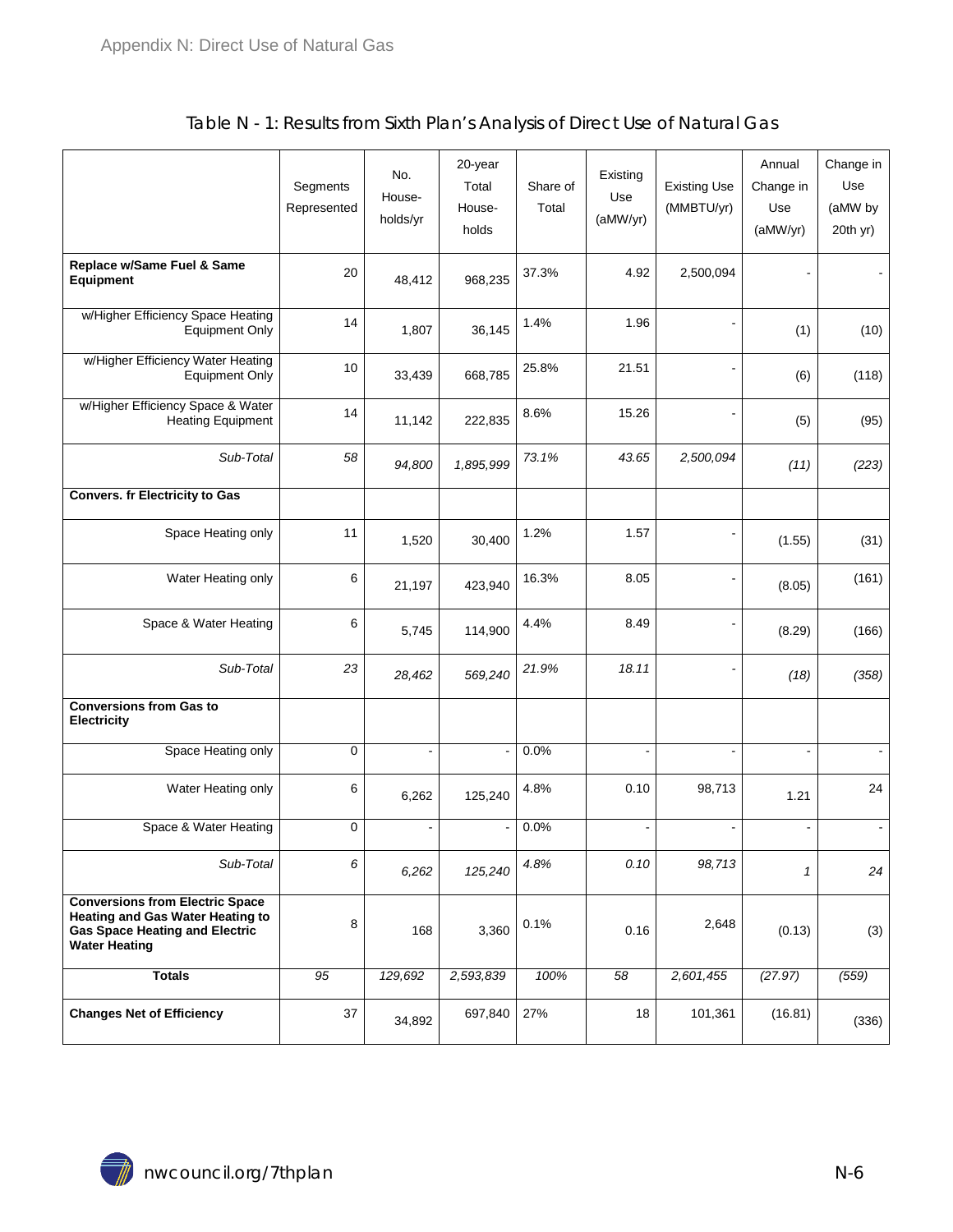Table N - 1: Results from Sixth Plan's Analysis of Direct Use of Natural Gas

| | Segments Represented | No. House-holds/yr | 20-year Total House-holds | Share of Total | Existing Use (aMW/yr) | Existing Use (MMBTU/yr) | Annual Change in Use (aMW/yr) | Change in Use (aMW by 20th yr) |
|---|---|---|---|---|---|---|---|---|
| **Replace w/Same Fuel & Same Equipment** | 20 | 48,412 | 968,235 | 37.3% | 4.92 | 2,500,094 | - | - |
| w/Higher Efficiency Space Heating Equipment Only | 14 | 1,807 | 36,145 | 1.4% | 1.96 | - | (1) | (10) |
| w/Higher Efficiency Water Heating Equipment Only | 10 | 33,439 | 668,785 | 25.8% | 21.51 | - | (6) | (118) |
| w/Higher Efficiency Space & Water Heating Equipment | 14 | 11,142 | 222,835 | 8.6% | 15.26 | - | (5) | (95) |
| *Sub-Total* | *58* | *94,800* | *1,895,999* | *73.1%* | *43.65* | *2,500,094* | *(11)* | *(223)* |
| **Convers. fr Electricity to Gas** | | | | | | | | |
| Space Heating only | 11 | 1,520 | 30,400 | 1.2% | 1.57 | - | (1.55) | (31) |
| Water Heating only | 6 | 21,197 | 423,940 | 16.3% | 8.05 | - | (8.05) | (161) |
| Space & Water Heating | 6 | 5,745 | 114,900 | 4.4% | 8.49 | - | (8.29) | (166) |
| *Sub-Total* | *23* | *28,462* | *569,240* | *21.9%* | *18.11* | - | *(18)* | *(358)* |
| **Conversions from Gas to Electricity** | | | | | | | | |
| Space Heating only | 0 | - | - | 0.0% | - | - | - | - |
| Water Heating only | 6 | 6,262 | 125,240 | 4.8% | 0.10 | 98,713 | 1.21 | 24 |
| Space & Water Heating | 0 | - | - | 0.0% | - | - | - | - |
| *Sub-Total* | *6* | *6,262* | *125,240* | *4.8%* | *0.10* | *98,713* | *1* | *24* |
| **Conversions from Electric Space Heating and Gas Water Heating to Gas Space Heating and Electric Water Heating** | 8 | 168 | 3,360 | 0.1% | 0.16 | 2,648 | (0.13) | (3) |
| **Totals** | *95* | *129,692* | *2,593,839* | *100%* | *58* | *2,601,455* | *(27.97)* | *(559)* |
| **Changes Net of Efficiency** | 37 | 34,892 | 697,840 | 27% | 18 | 101,361 | (16.81) | (336) |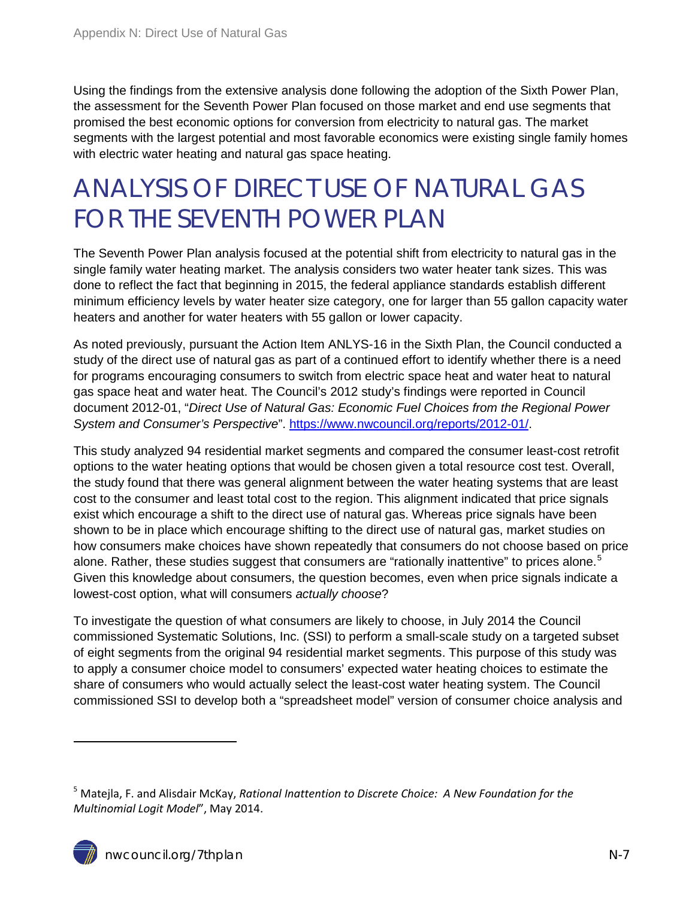Using the findings from the extensive analysis done following the adoption of the Sixth Power Plan, the assessment for the Seventh Power Plan focused on those market and end use segments that promised the best economic options for conversion from electricity to natural gas. The market segments with the largest potential and most favorable economics were existing single family homes with electric water heating and natural gas space heating.

# ANALYSIS OF DIRECT USE OF NATURAL GAS FOR THE SEVENTH POWER PLAN

The Seventh Power Plan analysis focused at the potential shift from electricity to natural gas in the single family water heating market. The analysis considers two water heater tank sizes. This was done to reflect the fact that beginning in 2015, the federal appliance standards establish different minimum efficiency levels by water heater size category, one for larger than 55 gallon capacity water heaters and another for water heaters with 55 gallon or lower capacity.

As noted previously, pursuant the Action Item ANLYS-16 in the Sixth Plan, the Council conducted a study of the direct use of natural gas as part of a continued effort to identify whether there is a need for programs encouraging consumers to switch from electric space heat and water heat to natural gas space heat and water heat. The Council's 2012 study's findings were reported in Council document 2012-01, "*Direct Use of Natural Gas: Economic Fuel Choices from the Regional Power System and Consumer's Perspective*". [https://www.nwcouncil.org/reports/2012-01/](https://www.nwcouncil.org/reports/2012-01/).

This study analyzed 94 residential market segments and compared the consumer least-cost retrofit options to the water heating options that would be chosen given a total resource cost test. Overall, the study found that there was general alignment between the water heating systems that are least cost to the consumer and least total cost to the region. This alignment indicated that price signals exist which encourage a shift to the direct use of natural gas. Whereas price signals have been shown to be in place which encourage shifting to the direct use of natural gas, market studies on how consumers make choices have shown repeatedly that consumers do not choose based on price alone. Rather, these studies suggest that consumers are "rationally inattentive" to prices alone.[5] Given this knowledge about consumers, the question becomes, even when price signals indicate a lowest-cost option, what will consumers *actually choose*?

To investigate the question of what consumers are likely to choose, in July 2014 the Council commissioned Systematic Solutions, Inc. (SSI) to perform a small-scale study on a targeted subset of eight segments from the original 94 residential market segments. This purpose of this study was to apply a consumer choice model to consumers' expected water heating choices to estimate the share of consumers who would actually select the least-cost water heating system. The Council commissioned SSI to develop both a "spreadsheet model" version of consumer choice analysis and

---

[5] Matejla, F. and Alisdair McKay, *Rational Inattention to Discrete Choice: A New Foundation for the Multinomial Logit Model*", May 2014.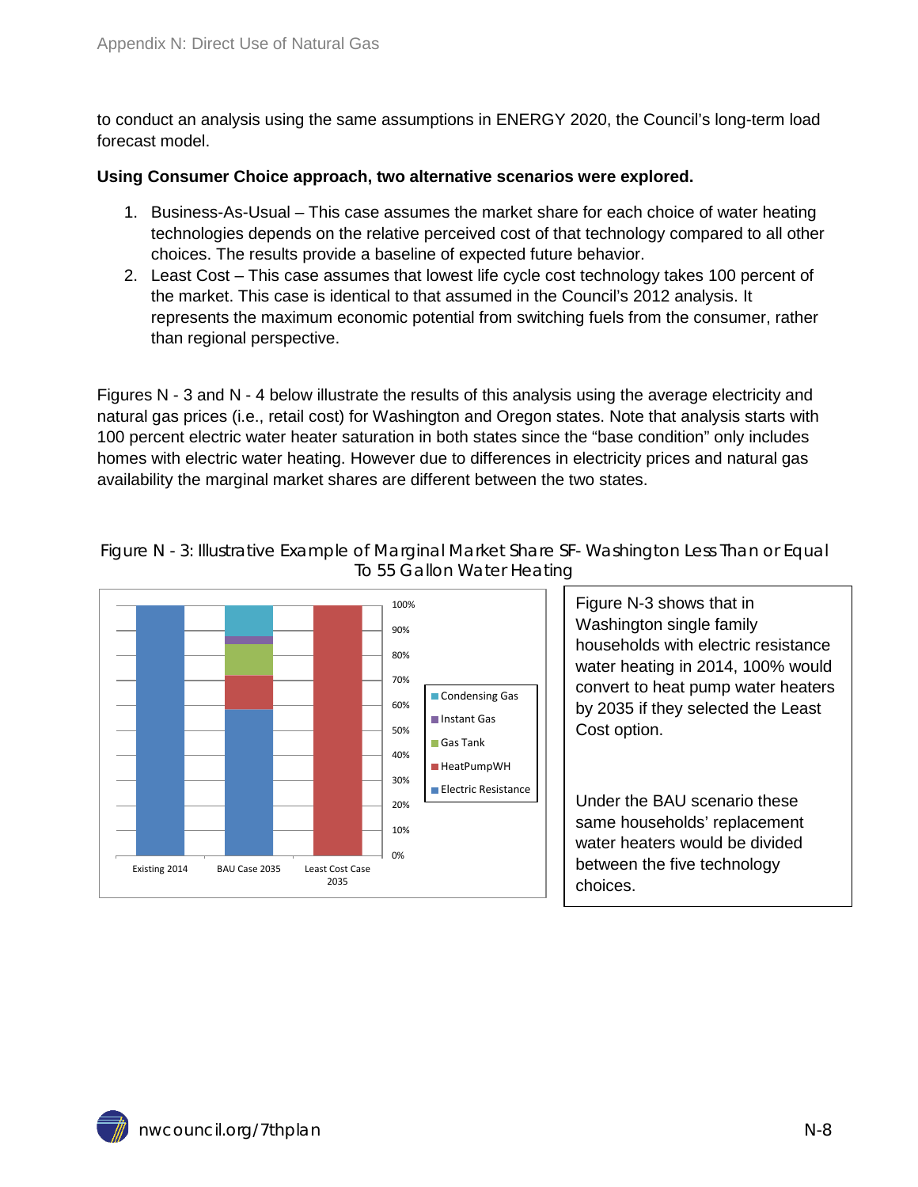to conduct an analysis using the same assumptions in ENERGY 2020, the Council's long-term load forecast model.

**Using Consumer Choice approach, two alternative scenarios were explored.**

1. Business-As-Usual – This case assumes the market share for each choice of water heating technologies depends on the relative perceived cost of that technology compared to all other choices. The results provide a baseline of expected future behavior.
2. Least Cost – This case assumes that lowest life cycle cost technology takes 100 percent of the market. This case is identical to that assumed in the Council's 2012 analysis. It represents the maximum economic potential from switching fuels from the consumer, rather than regional perspective.

Figures N - 3 and N - 4 below illustrate the results of this analysis using the average electricity and natural gas prices (i.e., retail cost) for Washington and Oregon states. Note that analysis starts with 100 percent electric water heater saturation in both states since the "base condition" only includes homes with electric water heating. However due to differences in electricity prices and natural gas availability the marginal market shares are different between the two states.

Figure N - 3: Illustrative Example of Marginal Market Share SF- Washington Less Than or Equal To 55 Gallon Water Heating

Figure N-3 shows that in Washington single family households with electric resistance water heating in 2014, 100% would convert to heat pump water heaters by 2035 if they selected the Least Cost option.

Under the BAU scenario these same households' replacement water heaters would be divided between the five technology choices.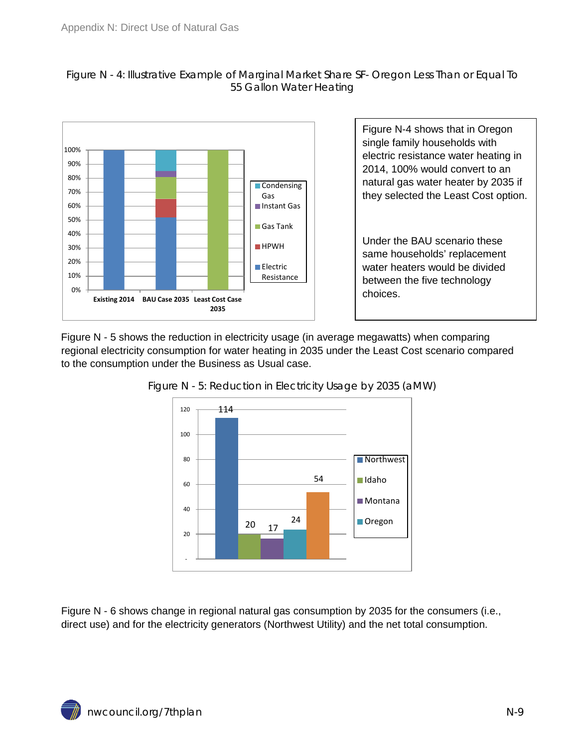Figure N - 4: Illustrative Example of Marginal Market Share SF- Oregon Less Than or Equal To 55 Gallon Water Heating

Figure N-4 shows that in Oregon single family households with electric resistance water heating in 2014, 100% would convert to an natural gas water heater by 2035 if they selected the Least Cost option.

Under the BAU scenario these same households' replacement water heaters would be divided between the five technology choices.

Figure N - 5 shows the reduction in electricity usage (in average megawatts) when comparing regional electricity consumption for water heating in 2035 under the Least Cost scenario compared to the consumption under the Business as Usual case.

Figure N - 5: Reduction in Electricity Usage by 2035 (aMW)

Figure N - 6 shows change in regional natural gas consumption by 2035 for the consumers (i.e., direct use) and for the electricity generators (Northwest Utility) and the net total consumption.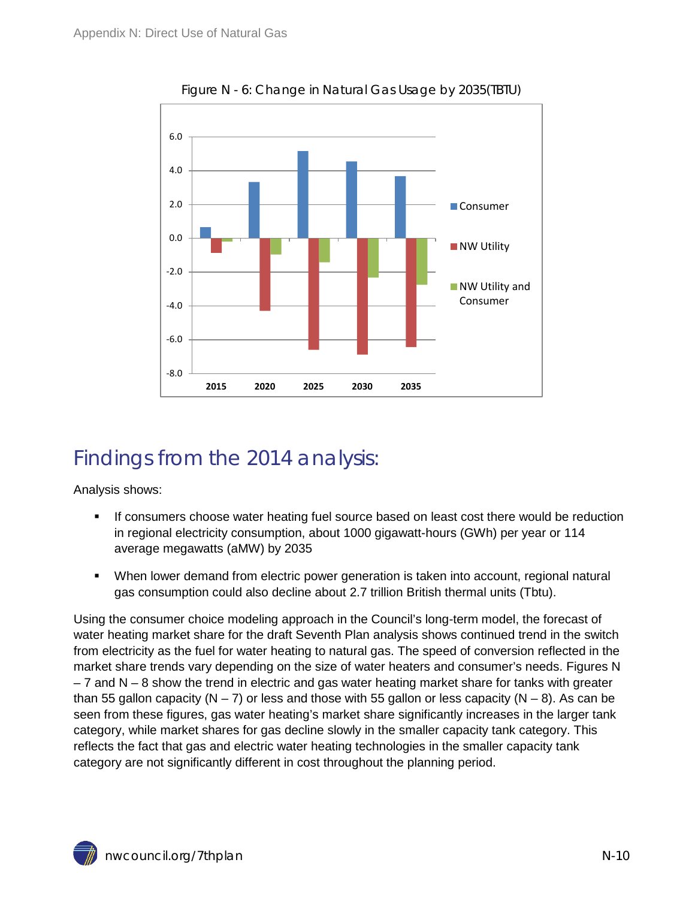Figure N - 6: Change in Natural Gas Usage by 2035(TBTU)

## Findings from the 2014 analysis:

Analysis shows:

- If consumers choose water heating fuel source based on least cost there would be reduction in regional electricity consumption, about 1000 gigawatt-hours (GWh) per year or 114 average megawatts (aMW) by 2035
- When lower demand from electric power generation is taken into account, regional natural gas consumption could also decline about 2.7 trillion British thermal units (Tbtu).

Using the consumer choice modeling approach in the Council's long-term model, the forecast of water heating market share for the draft Seventh Plan analysis shows continued trend in the switch from electricity as the fuel for water heating to natural gas. The speed of conversion reflected in the market share trends vary depending on the size of water heaters and consumer's needs. Figures N – 7 and N – 8 show the trend in electric and gas water heating market share for tanks with greater than 55 gallon capacity (N – 7) or less and those with 55 gallon or less capacity (N – 8). As can be seen from these figures, gas water heating's market share significantly increases in the larger tank category, while market shares for gas decline slowly in the smaller capacity tank category. This reflects the fact that gas and electric water heating technologies in the smaller capacity tank category are not significantly different in cost throughout the planning period.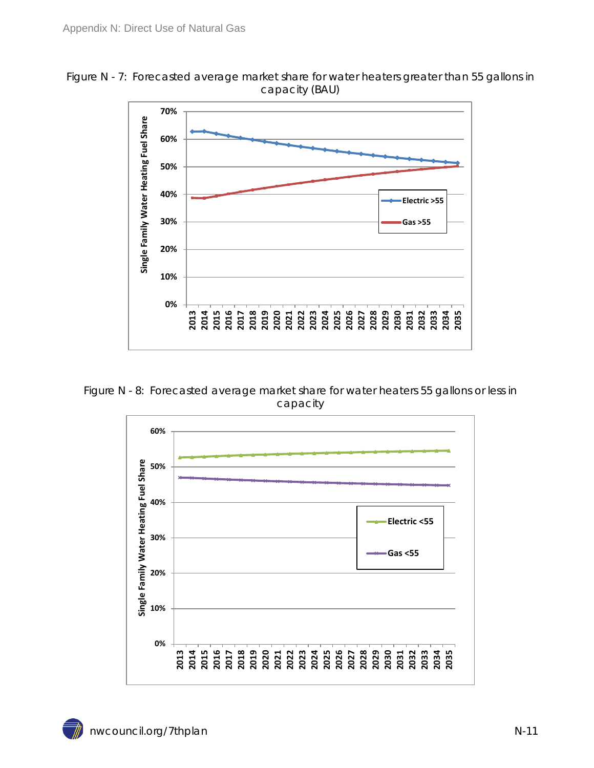Figure N - 7: Forecasted average market share for water heaters greater than 55 gallons in capacity (BAU)

Figure N - 8: Forecasted average market share for water heaters 55 gallons or less in capacity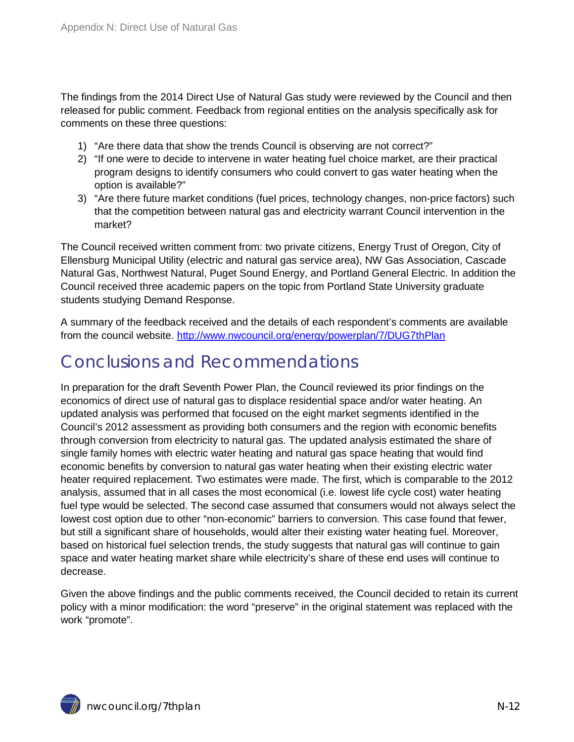The findings from the 2014 Direct Use of Natural Gas study were reviewed by the Council and then released for public comment. Feedback from regional entities on the analysis specifically ask for comments on these three questions:

1) "Are there data that show the trends Council is observing are not correct?"
2) "If one were to decide to intervene in water heating fuel choice market, are their practical program designs to identify consumers who could convert to gas water heating when the option is available?"
3) "Are there future market conditions (fuel prices, technology changes, non-price factors) such that the competition between natural gas and electricity warrant Council intervention in the market?

The Council received written comment from: two private citizens, Energy Trust of Oregon, City of Ellensburg Municipal Utility (electric and natural gas service area), NW Gas Association, Cascade Natural Gas, Northwest Natural, Puget Sound Energy, and Portland General Electric. In addition the Council received three academic papers on the topic from Portland State University graduate students studying Demand Response.

A summary of the feedback received and the details of each respondent's comments are available from the council website. [http://www.nwcouncil.org/energy/powerplan/7/DUG7thPlan](http://www.nwcouncil.org/energy/powerplan/7/DUG7thPlan)

## Conclusions and Recommendations

In preparation for the draft Seventh Power Plan, the Council reviewed its prior findings on the economics of direct use of natural gas to displace residential space and/or water heating. An updated analysis was performed that focused on the eight market segments identified in the Council's 2012 assessment as providing both consumers and the region with economic benefits through conversion from electricity to natural gas. The updated analysis estimated the share of single family homes with electric water heating and natural gas space heating that would find economic benefits by conversion to natural gas water heating when their existing electric water heater required replacement. Two estimates were made. The first, which is comparable to the 2012 analysis, assumed that in all cases the most economical (i.e. lowest life cycle cost) water heating fuel type would be selected. The second case assumed that consumers would not always select the lowest cost option due to other "non-economic" barriers to conversion. This case found that fewer, but still a significant share of households, would alter their existing water heating fuel. Moreover, based on historical fuel selection trends, the study suggests that natural gas will continue to gain space and water heating market share while electricity's share of these end uses will continue to decrease.

Given the above findings and the public comments received, the Council decided to retain its current policy with a minor modification: the word "preserve" in the original statement was replaced with the work "promote".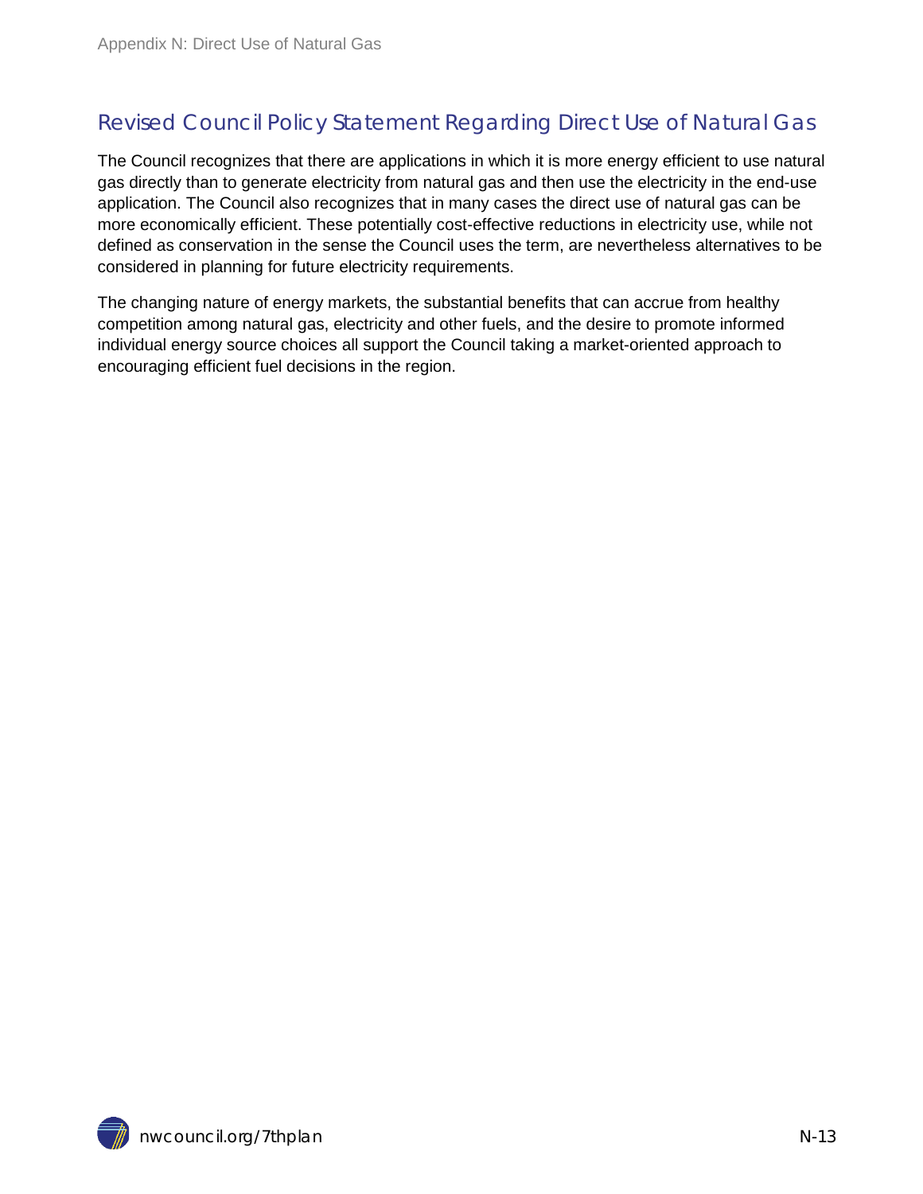## Revised Council Policy Statement Regarding Direct Use of Natural Gas

The Council recognizes that there are applications in which it is more energy efficient to use natural gas directly than to generate electricity from natural gas and then use the electricity in the end-use application. The Council also recognizes that in many cases the direct use of natural gas can be more economically efficient. These potentially cost-effective reductions in electricity use, while not defined as conservation in the sense the Council uses the term, are nevertheless alternatives to be considered in planning for future electricity requirements.

The changing nature of energy markets, the substantial benefits that can accrue from healthy competition among natural gas, electricity and other fuels, and the desire to promote informed individual energy source choices all support the Council taking a market-oriented approach to encouraging efficient fuel decisions in the region.